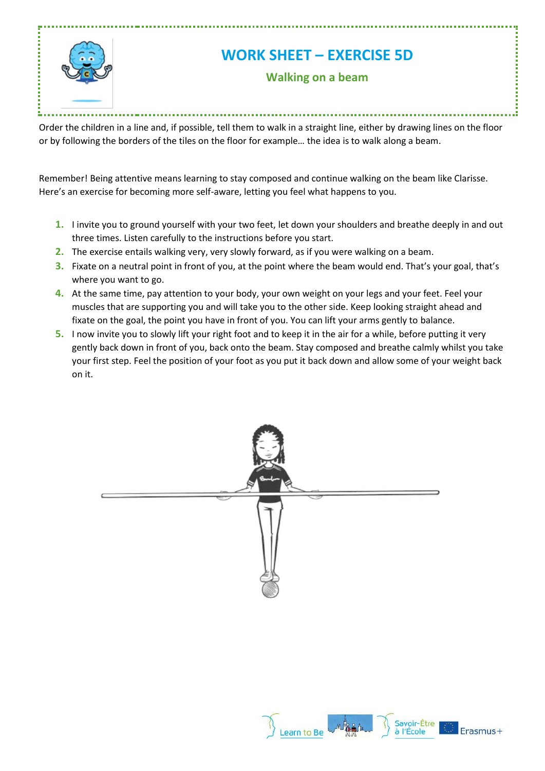# WORK SHEET – EXERCISE 5D

## Walking on a beam

Order the children in a line and, if possible, tell them to walk in a straight line, either by drawing lines on the floor or by following the borders of the tiles on the floor for example… the idea is to walk along a beam.

Remember! Being attentive means learning to stay composed and continue walking on the beam like Clarisse. Here's an exercise for becoming more self-aware, letting you feel what happens to you.

1. I invite you to ground yourself with your two feet, let down your shoulders and breathe deeply in and out three times. Listen carefully to the instructions before you start.
2. The exercise entails walking very, very slowly forward, as if you were walking on a beam.
3. Fixate on a neutral point in front of you, at the point where the beam would end. That's your goal, that's where you want to go.
4. At the same time, pay attention to your body, your own weight on your legs and your feet. Feel your muscles that are supporting you and will take you to the other side. Keep looking straight ahead and fixate on the goal, the point you have in front of you. You can lift your arms gently to balance.
5. I now invite you to slowly lift your right foot and to keep it in the air for a while, before putting it very gently back down in front of you, back onto the beam. Stay composed and breathe calmly whilst you take your first step. Feel the position of your foot as you put it back down and allow some of your weight back on it.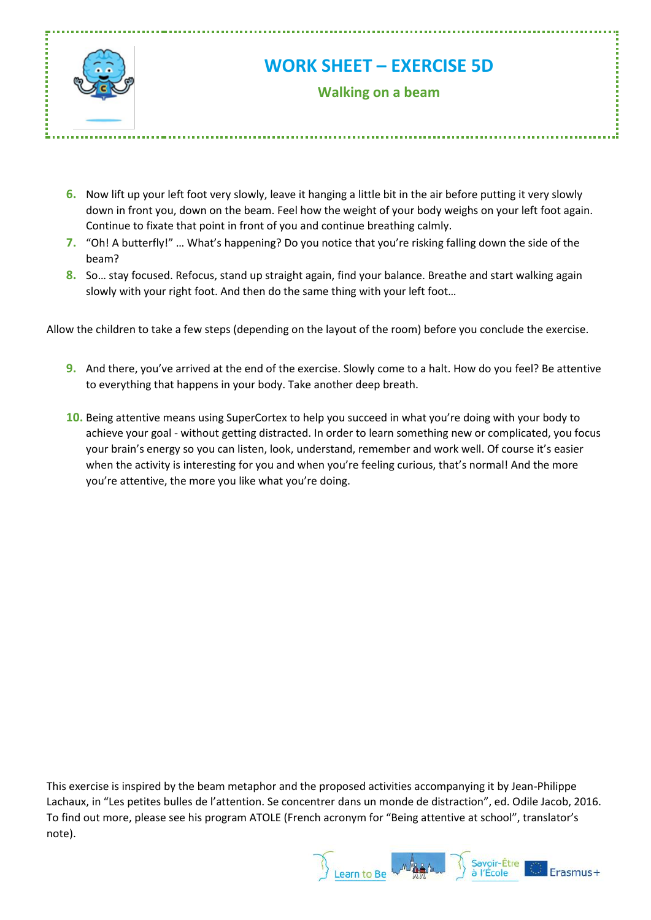# WORK SHEET – EXERCISE 5D

## Walking on a beam

6. Now lift up your left foot very slowly, leave it hanging a little bit in the air before putting it very slowly down in front you, down on the beam. Feel how the weight of your body weighs on your left foot again. Continue to fixate that point in front of you and continue breathing calmly.
7. "Oh! A butterfly!" … What's happening? Do you notice that you're risking falling down the side of the beam?
8. So… stay focused. Refocus, stand up straight again, find your balance. Breathe and start walking again slowly with your right foot. And then do the same thing with your left foot…

Allow the children to take a few steps (depending on the layout of the room) before you conclude the exercise.

9. And there, you've arrived at the end of the exercise. Slowly come to a halt. How do you feel? Be attentive to everything that happens in your body. Take another deep breath.

10. Being attentive means using SuperCortex to help you succeed in what you're doing with your body to achieve your goal - without getting distracted. In order to learn something new or complicated, you focus your brain's energy so you can listen, look, understand, remember and work well. Of course it's easier when the activity is interesting for you and when you're feeling curious, that's normal! And the more you're attentive, the more you like what you're doing.

This exercise is inspired by the beam metaphor and the proposed activities accompanying it by Jean-Philippe Lachaux, in "Les petites bulles de l'attention. Se concentrer dans un monde de distraction", ed. Odile Jacob, 2016. To find out more, please see his program ATOLE (French acronym for "Being attentive at school", translator's note).